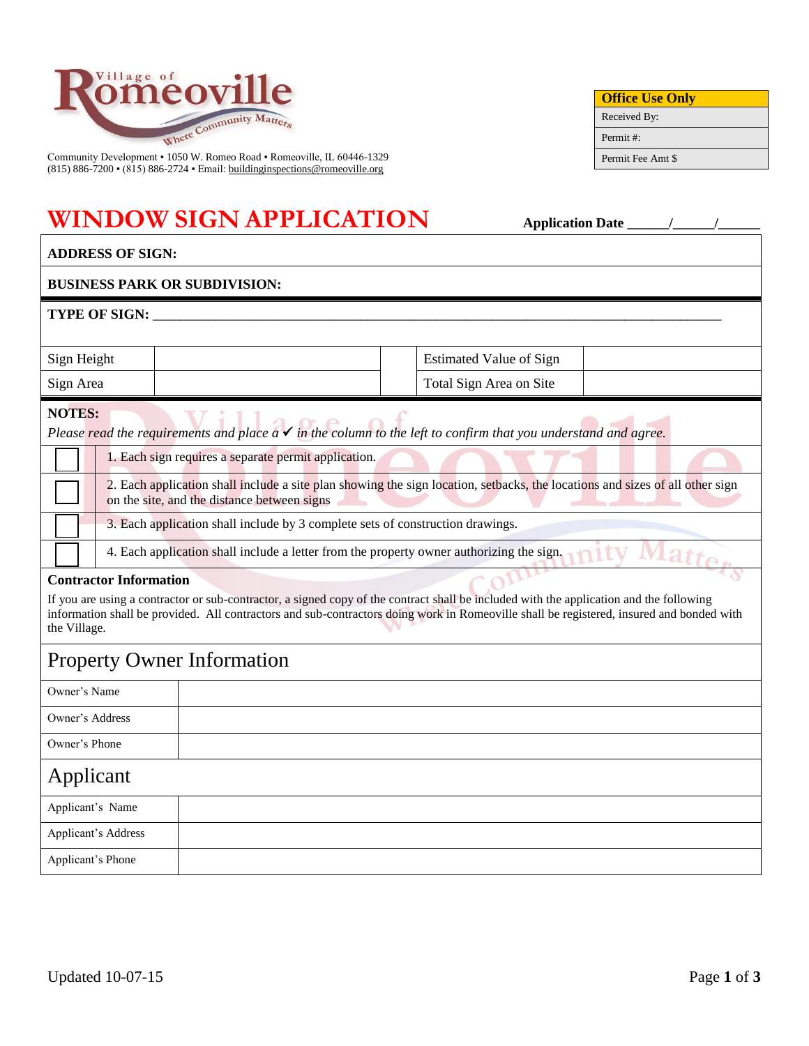Village of Romeoville — Where Community Matters

Community Development ▪ 1050 W. Romeo Road ▪ Romeoville, IL 60446-1329
(815) 886-7200 ▪ (815) 886-2724 ▪ Email: buildinginspections@romeoville.org

| **Office Use Only** |
|---|
| Received By: |
| Permit #: |
| Permit Fee Amt $ |

# WINDOW SIGN APPLICATION

**Application Date \_\_\_\_\_\_/\_\_\_\_\_\_/\_\_\_\_\_\_**

**ADDRESS OF SIGN:**

**BUSINESS PARK OR SUBDIVISION:**

**TYPE OF SIGN:** \_\_\_\_\_\_\_\_\_\_\_\_\_\_\_\_\_\_\_\_\_\_\_\_\_\_\_\_\_\_\_\_\_\_\_\_\_\_\_\_\_\_\_\_\_\_\_\_\_\_\_\_\_\_\_\_\_\_\_\_

| Sign Height | | | Estimated Value of Sign | |
|---|---|---|---|---|
| Sign Area | | | Total Sign Area on Site | |

**NOTES:**
*Please read the requirements and place a ✓ in the column to the left to confirm that you understand and agree.*

| | |
|---|---|
| ☐ | 1. Each sign requires a separate permit application. |
| ☐ | 2. Each application shall include a site plan showing the sign location, setbacks, the locations and sizes of all other sign on the site, and the distance between signs |
| ☐ | 3. Each application shall include by 3 complete sets of construction drawings. |
| ☐ | 4. Each application shall include a letter from the property owner authorizing the sign. |

**Contractor Information**

If you are using a contractor or sub-contractor, a signed copy of the contract shall be included with the application and the following information shall be provided. All contractors and sub-contractors doing work in Romeoville shall be registered, insured and bonded with the Village.

## Property Owner Information

| | |
|---|---|
| Owner's Name | |
| Owner's Address | |
| Owner's Phone | |

## Applicant

| | |
|---|---|
| Applicant's Name | |
| Applicant's Address | |
| Applicant's Phone | |

Updated 10-07-15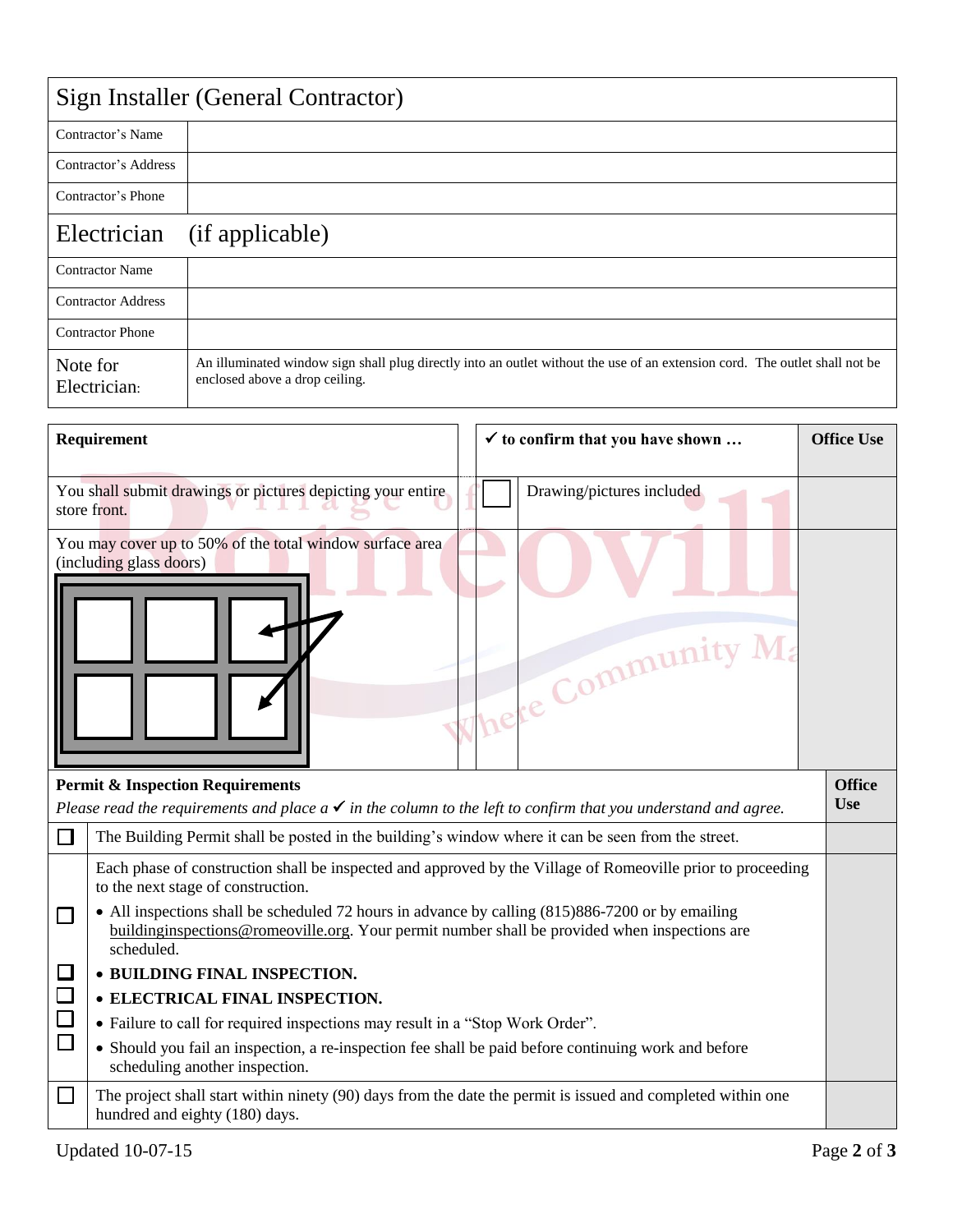| Sign Installer (General Contractor) | |
|---|---|
| Contractor's Name | |
| Contractor's Address | |
| Contractor's Phone | |

| Electrician (if applicable) | |
|---|---|
| Contractor Name | |
| Contractor Address | |
| Contractor Phone | |
| Note for Electrician: | An illuminated window sign shall plug directly into an outlet without the use of an extension cord. The outlet shall not be enclosed above a drop ceiling. |

| Requirement | | ✓ to confirm that you have shown … | Office Use |
|---|---|---|---|
| You shall submit drawings or pictures depicting your entire store front. | ☐ | Drawing/pictures included | |
| You may cover up to 50% of the total window surface area (including glass doors) | | | |

**Permit & Inspection Requirements**

*Please read the requirements and place a ✓ in the column to the left to confirm that you understand and agree.*

| | | Office Use |
|---|---|---|
| ☐ | The Building Permit shall be posted in the building's window where it can be seen from the street. | |
| ☐ | Each phase of construction shall be inspected and approved by the Village of Romeoville prior to proceeding to the next stage of construction. | |
| ☐ | • All inspections shall be scheduled 72 hours in advance by calling (815)886-7200 or by emailing buildinginspections@romeoville.org. Your permit number shall be provided when inspections are scheduled. | |
| ☐ | • **BUILDING FINAL INSPECTION.** | |
| ☐ | • **ELECTRICAL FINAL INSPECTION.** | |
| ☐ | • Failure to call for required inspections may result in a "Stop Work Order". | |
| ☐ | • Should you fail an inspection, a re-inspection fee shall be paid before continuing work and before scheduling another inspection. | |
| ☐ | The project shall start within ninety (90) days from the date the permit is issued and completed within one hundred and eighty (180) days. | |

Updated 10-07-15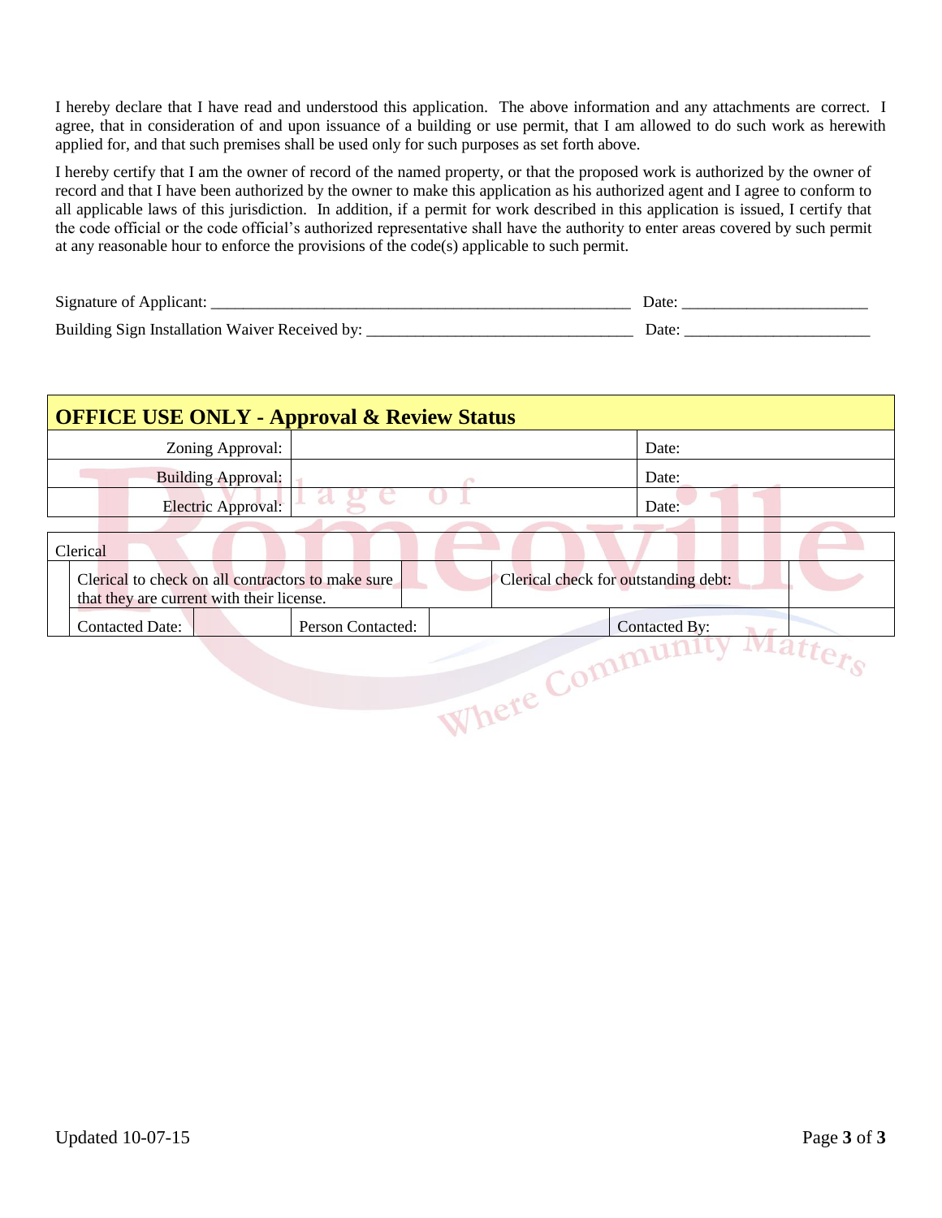I hereby declare that I have read and understood this application. The above information and any attachments are correct. I agree, that in consideration of and upon issuance of a building or use permit, that I am allowed to do such work as herewith applied for, and that such premises shall be used only for such purposes as set forth above.

I hereby certify that I am the owner of record of the named property, or that the proposed work is authorized by the owner of record and that I have been authorized by the owner to make this application as his authorized agent and I agree to conform to all applicable laws of this jurisdiction. In addition, if a permit for work described in this application is issued, I certify that the code official or the code official's authorized representative shall have the authority to enter areas covered by such permit at any reasonable hour to enforce the provisions of the code(s) applicable to such permit.

Signature of Applicant: ______________________________________________________ Date: ________________________

Building Sign Installation Waiver Received by: __________________________________ Date: ________________________

## OFFICE USE ONLY - Approval & Review Status

| | | |
|---|---|---|
| Zoning Approval: | | Date: |
| Building Approval: | | Date: |
| Electric Approval: | | Date: |

| Clerical | | | | | |
|---|---|---|---|---|---|
| Clerical to check on all contractors to make sure that they are current with their license. | | Clerical check for outstanding debt: | | | |
| Contacted Date: | | Person Contacted: | | Contacted By: | |

Updated 10-07-15